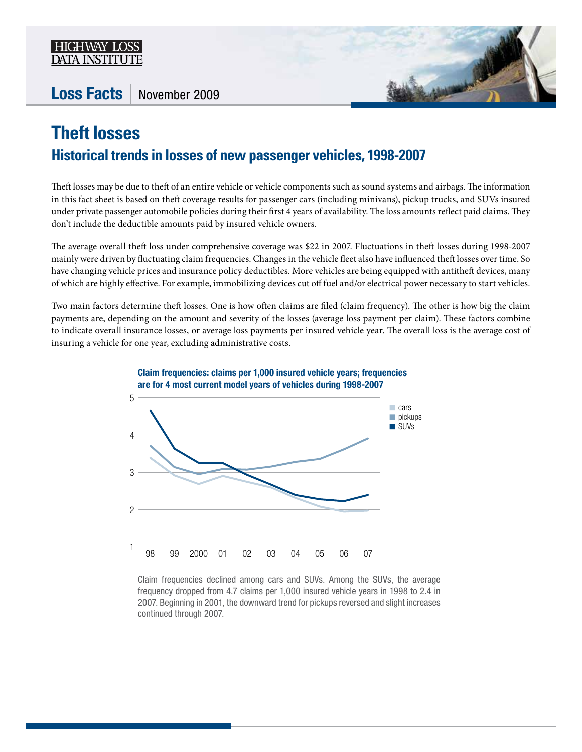HIGHWAY LOSS DATA INSTITUTE

**Loss Facts** | November 2009

# Theft losses

## Historical trends in losses of new passenger vehicles, 1998-2007

Theft losses may be due to theft of an entire vehicle or vehicle components such as sound systems and airbags. The information in this fact sheet is based on theft coverage results for passenger cars (including minivans), pickup trucks, and SUVs insured under private passenger automobile policies during their first 4 years of availability. The loss amounts reflect paid claims. They don't include the deductible amounts paid by insured vehicle owners.

The average overall theft loss under comprehensive coverage was $22 in 2007. Fluctuations in theft losses during 1998-2007 mainly were driven by fluctuating claim frequencies. Changes in the vehicle fleet also have influenced theft losses over time. So have changing vehicle prices and insurance policy deductibles. More vehicles are being equipped with antitheft devices, many of which are highly effective. For example, immobilizing devices cut off fuel and/or electrical power necessary to start vehicles.

Two main factors determine theft losses. One is how often claims are filed (claim frequency). The other is how big the claim payments are, depending on the amount and severity of the losses (average loss payment per claim). These factors combine to indicate overall insurance losses, or average loss payments per insured vehicle year. The overall loss is the average cost of insuring a vehicle for one year, excluding administrative costs.

**Claim frequencies: claims per 1,000 insured vehicle years; frequencies are for 4 most current model years of vehicles during 1998-2007**

Claim frequencies declined among cars and SUVs. Among the SUVs, the average frequency dropped from 4.7 claims per 1,000 insured vehicle years in 1998 to 2.4 in 2007. Beginning in 2001, the downward trend for pickups reversed and slight increases continued through 2007.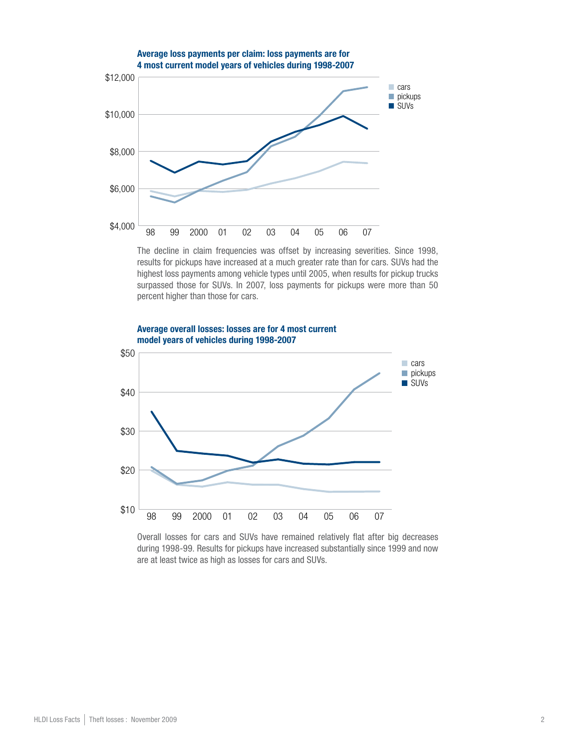**Average loss payments per claim: loss payments are for 4 most current model years of vehicles during 1998-2007**

$12,000
$10,000
$8,000
$6,000
$4,000

98 99 2000 01 02 03 04 05 06 07

cars
pickups
SUVs

The decline in claim frequencies was offset by increasing severities. Since 1998, results for pickups have increased at a much greater rate than for cars. SUVs had the highest loss payments among vehicle types until 2005, when results for pickup trucks surpassed those for SUVs. In 2007, loss payments for pickups were more than 50 percent higher than those for cars.

**Average overall losses: losses are for 4 most current model years of vehicles during 1998-2007**

$50
$40
$30
$20
$10

98 99 2000 01 02 03 04 05 06 07

cars
pickups
SUVs

Overall losses for cars and SUVs have remained relatively flat after big decreases during 1998-99. Results for pickups have increased substantially since 1999 and now are at least twice as high as losses for cars and SUVs.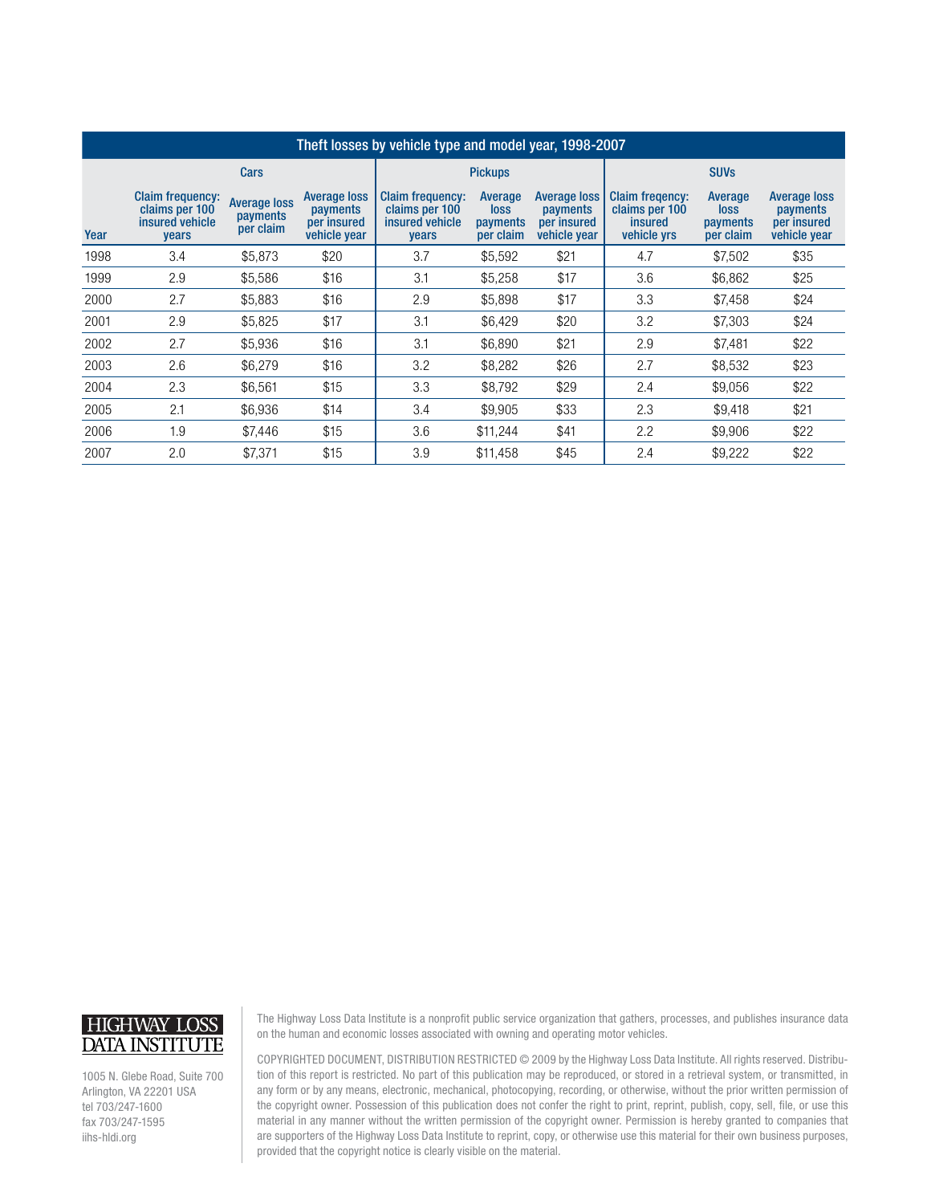| Theft losses by vehicle type and model year, 1998-2007 | | | | | | | | | |
|---|---|---|---|---|---|---|---|---|---|
| | Cars | | | Pickups | | | SUVs | | |
| Year | Claim frequency: claims per 100 insured vehicle years | Average loss payments per claim | Average loss payments per insured vehicle year | Claim frequency: claims per 100 insured vehicle years | Average loss payments per claim | Average loss payments per insured vehicle year | Claim freqency: claims per 100 insured vehicle yrs | Average loss payments per claim | Average loss payments per insured vehicle year |
| 1998 | 3.4 | $5,873 | $20 | 3.7 | $5,592 | $21 | 4.7 | $7,502 | $35 |
| 1999 | 2.9 | $5,586 | $16 | 3.1 | $5,258 | $17 | 3.6 | $6,862 | $25 |
| 2000 | 2.7 | $5,883 | $16 | 2.9 | $5,898 | $17 | 3.3 | $7,458 | $24 |
| 2001 | 2.9 | $5,825 | $17 | 3.1 | $6,429 | $20 | 3.2 | $7,303 | $24 |
| 2002 | 2.7 | $5,936 | $16 | 3.1 | $6,890 | $21 | 2.9 | $7,481 | $22 |
| 2003 | 2.6 | $6,279 | $16 | 3.2 | $8,282 | $26 | 2.7 | $8,532 | $23 |
| 2004 | 2.3 | $6,561 | $15 | 3.3 | $8,792 | $29 | 2.4 | $9,056 | $22 |
| 2005 | 2.1 | $6,936 | $14 | 3.4 | $9,905 | $33 | 2.3 | $9,418 | $21 |
| 2006 | 1.9 | $7,446 | $15 | 3.6 | $11,244 | $41 | 2.2 | $9,906 | $22 |
| 2007 | 2.0 | $7,371 | $15 | 3.9 | $11,458 | $45 | 2.4 | $9,222 | $22 |

HIGHWAY LOSS DATA INSTITUTE

1005 N. Glebe Road, Suite 700
Arlington, VA 22201 USA
tel 703/247-1600
fax 703/247-1595
iihs-hldi.org

The Highway Loss Data Institute is a nonprofit public service organization that gathers, processes, and publishes insurance data on the human and economic losses associated with owning and operating motor vehicles.

COPYRIGHTED DOCUMENT, DISTRIBUTION RESTRICTED © 2009 by the Highway Loss Data Institute. All rights reserved. Distribution of this report is restricted. No part of this publication may be reproduced, or stored in a retrieval system, or transmitted, in any form or by any means, electronic, mechanical, photocopying, recording, or otherwise, without the prior written permission of the copyright owner. Possession of this publication does not confer the right to print, reprint, publish, copy, sell, file, or use this material in any manner without the written permission of the copyright owner. Permission is hereby granted to companies that are supporters of the Highway Loss Data Institute to reprint, copy, or otherwise use this material for their own business purposes, provided that the copyright notice is clearly visible on the material.